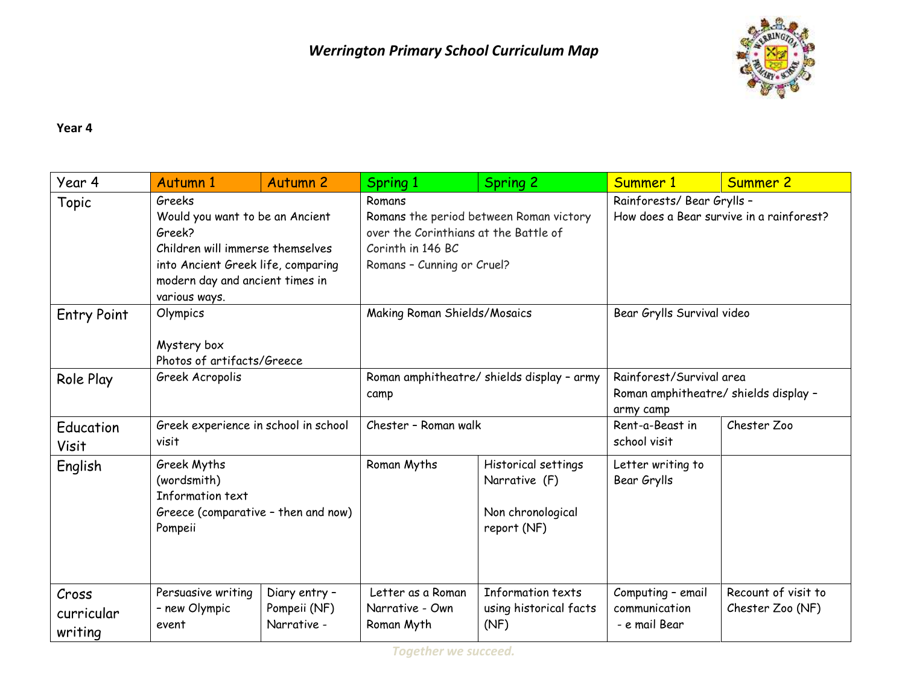# *Werrington Primary School Curriculum Map*

**Year 4**

| Year 4 | Autumn 1 | Autumn 2 | Spring 1 | Spring 2 | Summer 1 | Summer 2 |
|---|---|---|---|---|---|---|
| Topic | Greeks<br>Would you want to be an Ancient Greek?<br>Children will immerse themselves into Ancient Greek life, comparing modern day and ancient times in various ways. | | Romans<br>Romans the period between Roman victory over the Corinthians at the Battle of Corinth in 146 BC<br>Romans – Cunning or Cruel? | | Rainforests/ Bear Grylls –<br>How does a Bear survive in a rainforest? | |
| Entry Point | Olympics<br><br>Mystery box<br>Photos of artifacts/Greece | | Making Roman Shields/Mosaics | | Bear Grylls Survival video | |
| Role Play | Greek Acropolis | | Roman amphitheatre/ shields display – army camp | | Rainforest/Survival area<br>Roman amphitheatre/ shields display – army camp | |
| Education Visit | Greek experience in school in school visit | | Chester – Roman walk | | Rent-a-Beast in school visit | Chester Zoo |
| English | Greek Myths<br>(wordsmith)<br>Information text<br>Greece (comparative – then and now)<br>Pompeii | | Roman Myths | Historical settings<br>Narrative (F)<br><br>Non chronological report (NF) | Letter writing to Bear Grylls | |
| Cross curricular writing | Persuasive writing – new Olympic event | Diary entry – Pompeii (NF)<br>Narrative - | Letter as a Roman<br>Narrative - Own Roman Myth | Information texts using historical facts (NF) | Computing – email communication<br>- e mail Bear | Recount of visit to Chester Zoo (NF) |

*Together we succeed.*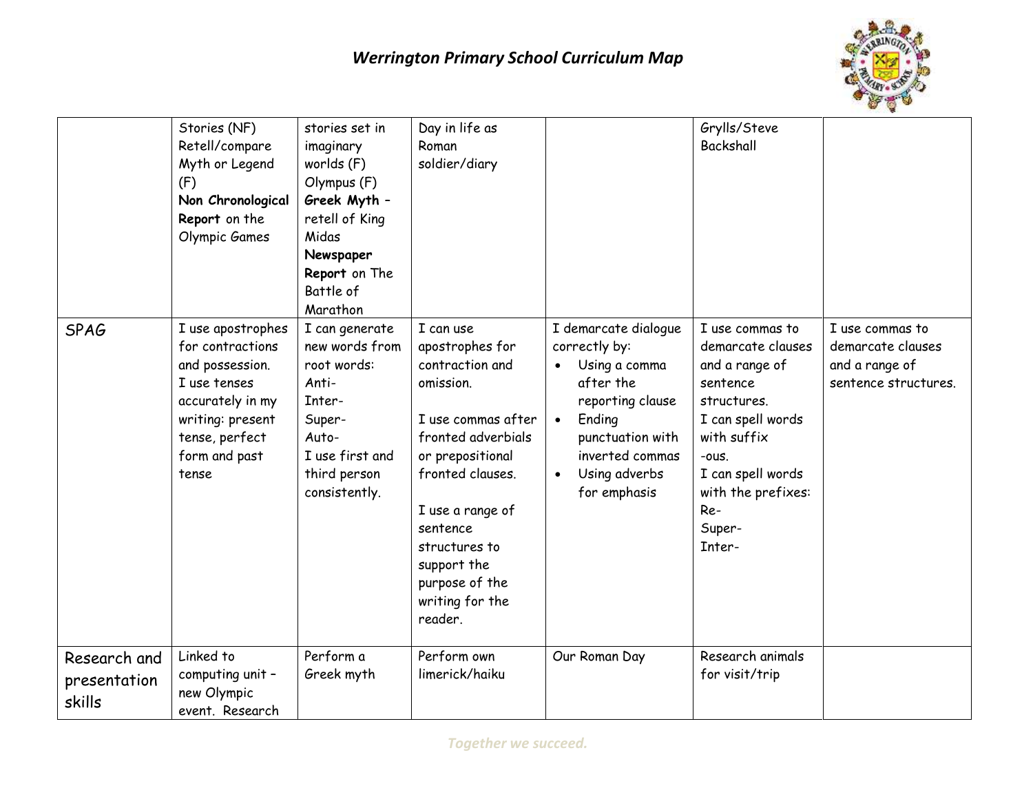# *Werrington Primary School Curriculum Map*

| | | | | | | |
|---|---|---|---|---|---|---|
| | Stories (NF) Retell/compare Myth or Legend (F) **Non Chronological Report** on the Olympic Games | stories set in imaginary worlds (F) Olympus (F) **Greek Myth** – retell of King Midas **Newspaper Report** on The Battle of Marathon | Day in life as Roman soldier/diary | | Grylls/Steve Backshall | |
| SPAG | I use apostrophes for contractions and possession. I use tenses accurately in my writing: present tense, perfect form and past tense | I can generate new words from root words: Anti- Inter- Super- Auto- I use first and third person consistently. | I can use apostrophes for contraction and omission. I use commas after fronted adverbials or prepositional fronted clauses. I use a range of sentence structures to support the purpose of the writing for the reader. | I demarcate dialogue correctly by: • Using a comma after the reporting clause • Ending punctuation with inverted commas • Using adverbs for emphasis | I use commas to demarcate clauses and a range of sentence structures. I can spell words with suffix -ous. I can spell words with the prefixes: Re- Super- Inter- | I use commas to demarcate clauses and a range of sentence structures. |
| Research and presentation skills | Linked to computing unit – new Olympic event. Research | Perform a Greek myth | Perform own limerick/haiku | Our Roman Day | Research animals for visit/trip | |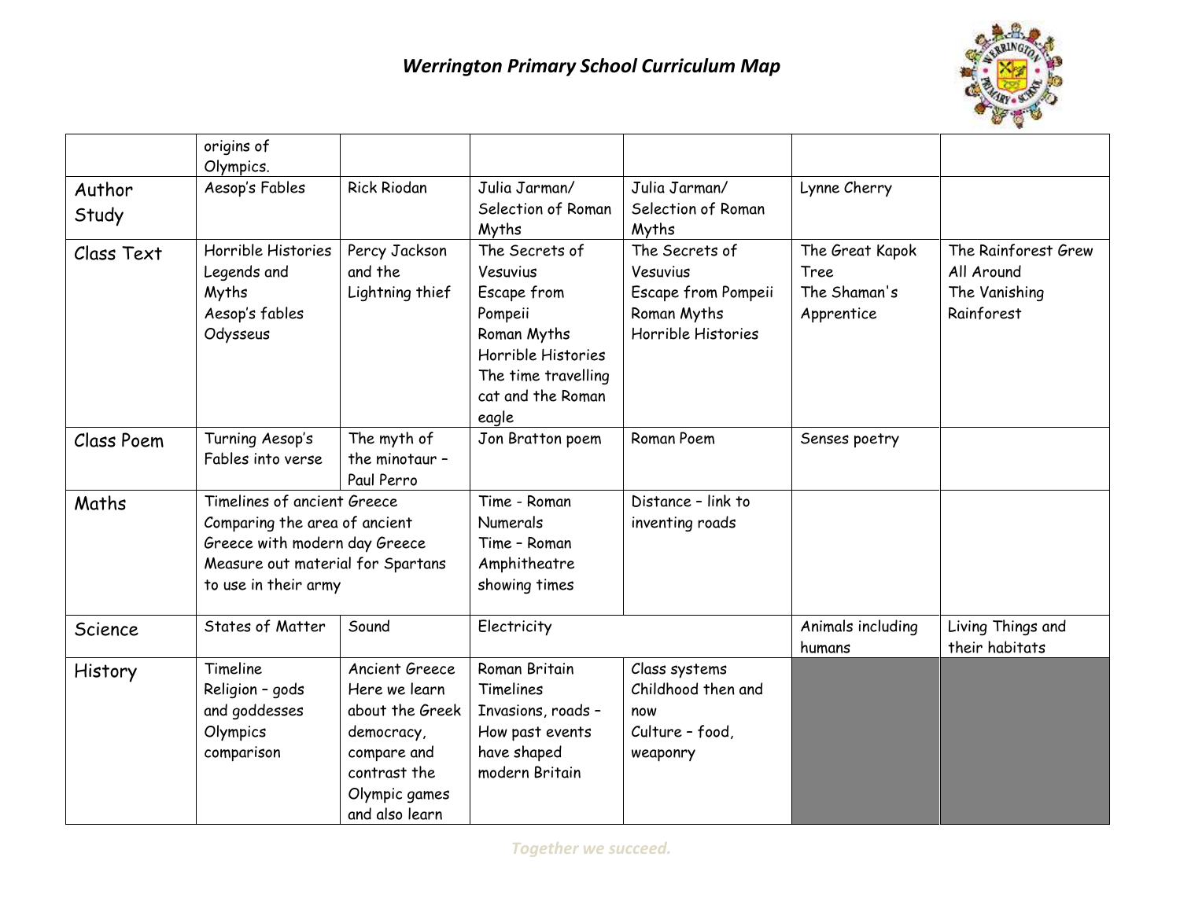# *Werrington Primary School Curriculum Map*

| | | | | | | |
|---|---|---|---|---|---|---|
| | origins of Olympics. | | | | | |
| Author Study | Aesop's Fables | Rick Riodan | Julia Jarman/ Selection of Roman Myths | Julia Jarman/ Selection of Roman Myths | Lynne Cherry | |
| Class Text | Horrible Histories Legends and Myths<br>Aesop's fables<br>Odysseus | Percy Jackson and the Lightning thief | The Secrets of Vesuvius<br>Escape from Pompeii<br>Roman Myths<br>Horrible Histories<br>The time travelling cat and the Roman eagle | The Secrets of Vesuvius<br>Escape from Pompeii<br>Roman Myths<br>Horrible Histories | The Great Kapok Tree<br>The Shaman's Apprentice | The Rainforest Grew All Around<br>The Vanishing Rainforest |
| Class Poem | Turning Aesop's Fables into verse | The myth of the minotaur – Paul Perro | Jon Bratton poem | Roman Poem | Senses poetry | |
| Maths | Timelines of ancient Greece<br>Comparing the area of ancient Greece with modern day Greece<br>Measure out material for Spartans to use in their army | | Time - Roman Numerals<br>Time – Roman Amphitheatre showing times | Distance – link to inventing roads | | |
| Science | States of Matter | Sound | Electricity | | Animals including humans | Living Things and their habitats |
| History | Timeline<br>Religion – gods and goddesses<br>Olympics comparison | Ancient Greece<br>Here we learn about the Greek democracy, compare and contrast the Olympic games and also learn | Roman Britain<br>Timelines<br>Invasions, roads – How past events have shaped modern Britain | Class systems<br>Childhood then and now<br>Culture – food, weaponry | | |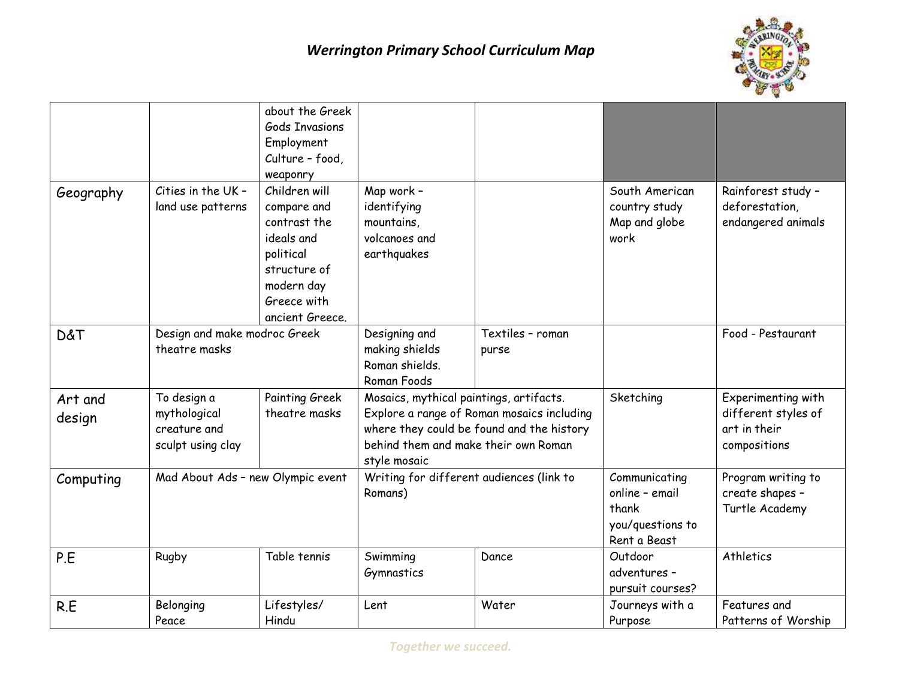# *Werrington Primary School Curriculum Map*

| | | | | | | |
|---|---|---|---|---|---|---|
| | | about the Greek Gods Invasions Employment Culture – food, weaponry | | | | |
| Geography | Cities in the UK – land use patterns | Children will compare and contrast the ideals and political structure of modern day Greece with ancient Greece. | Map work – identifying mountains, volcanoes and earthquakes | | South American country study Map and globe work | Rainforest study – deforestation, endangered animals |
| D&T | Design and make modroc Greek theatre masks | | Designing and making shields Roman shields. Roman Foods | Textiles – roman purse | | Food - Pestaurant |
| Art and design | To design a mythological creature and sculpt using clay | Painting Greek theatre masks | Mosaics, mythical paintings, artifacts. Explore a range of Roman mosaics including where they could be found and the history behind them and make their own Roman style mosaic | | Sketching | Experimenting with different styles of art in their compositions |
| Computing | Mad About Ads – new Olympic event | | Writing for different audiences (link to Romans) | | Communicating online – email thank you/questions to Rent a Beast | Program writing to create shapes – Turtle Academy |
| P.E | Rugby | Table tennis | Swimming Gymnastics | Dance | Outdoor adventures – pursuit courses? | Athletics |
| R.E | Belonging Peace | Lifestyles/ Hindu | Lent | Water | Journeys with a Purpose | Features and Patterns of Worship |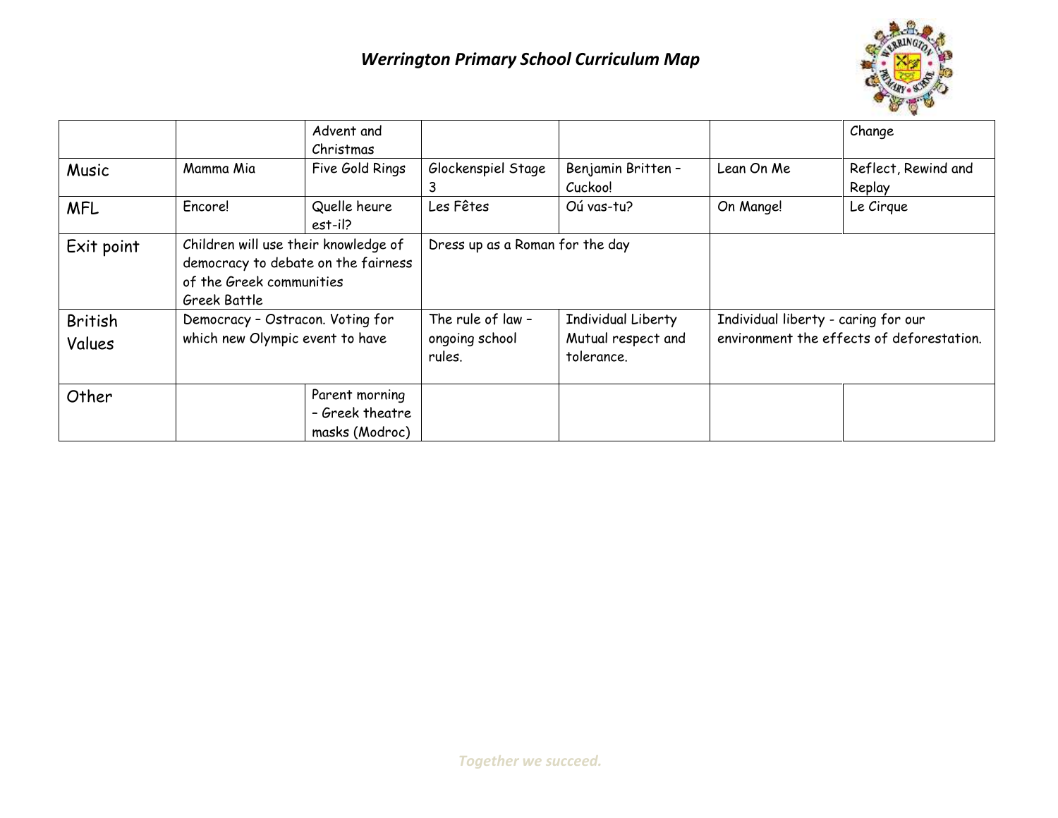# *Werrington Primary School Curriculum Map*

| | | | | | | |
|---|---|---|---|---|---|---|
| | | Advent and Christmas | | | | Change |
| Music | Mamma Mia | Five Gold Rings | Glockenspiel Stage 3 | Benjamin Britten – Cuckoo! | Lean On Me | Reflect, Rewind and Replay |
| MFL | Encore! | Quelle heure est-il? | Les Fêtes | Oú vas-tu? | On Mange! | Le Cirque |
| Exit point | Children will use their knowledge of democracy to debate on the fairness of the Greek communities Greek Battle | | Dress up as a Roman for the day | | | |
| British Values | Democracy – Ostracon. Voting for which new Olympic event to have | | The rule of law – ongoing school rules. | Individual Liberty Mutual respect and tolerance. | Individual liberty - caring for our environment the effects of deforestation. | |
| Other | | Parent morning – Greek theatre masks (Modroc) | | | | |